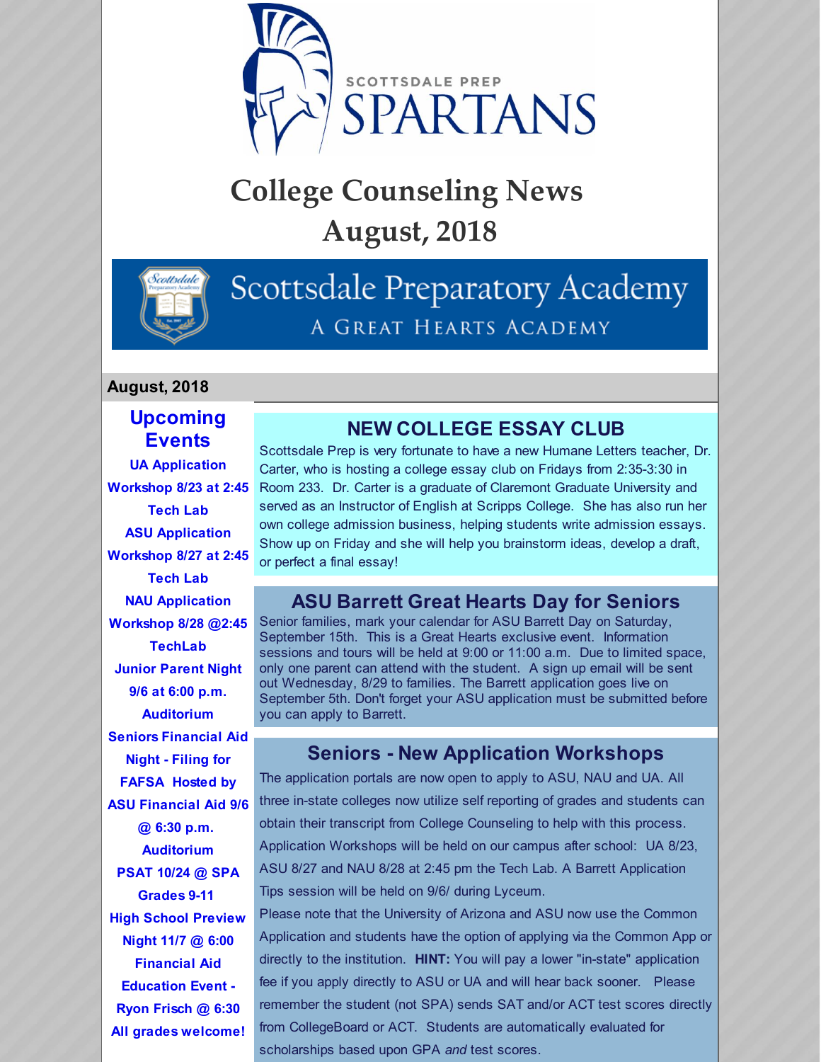SCOTTSDALE PREP SPARTANS

# College Counseling News August, 2018

Scottsdale Preparatory Academy

A Great Hearts Academy

**August, 2018**

## Upcoming Events

**UA Application Workshop 8/23 at 2:45 Tech Lab**

**ASU Application Workshop 8/27 at 2:45 Tech Lab**

**NAU Application Workshop 8/28 @2:45 TechLab**

**Junior Parent Night 9/6 at 6:00 p.m. Auditorium**

**Seniors Financial Aid Night - Filing for FAFSA Hosted by ASU Financial Aid 9/6 @ 6:30 p.m. Auditorium**

**PSAT 10/24 @ SPA Grades 9-11**

**High School Preview Night 11/7 @ 6:00**

**Financial Aid Education Event - Ryon Frisch @ 6:30 All grades welcome!**

## NEW COLLEGE ESSAY CLUB

Scottsdale Prep is very fortunate to have a new Humane Letters teacher, Dr. Carter, who is hosting a college essay club on Fridays from 2:35-3:30 in Room 233. Dr. Carter is a graduate of Claremont Graduate University and served as an Instructor of English at Scripps College. She has also run her own college admission business, helping students write admission essays. Show up on Friday and she will help you brainstorm ideas, develop a draft, or perfect a final essay!

## ASU Barrett Great Hearts Day for Seniors

Senior families, mark your calendar for ASU Barrett Day on Saturday, September 15th. This is a Great Hearts exclusive event. Information sessions and tours will be held at 9:00 or 11:00 a.m. Due to limited space, only one parent can attend with the student. A sign up email will be sent out Wednesday, 8/29 to families. The Barrett application goes live on September 5th. Don't forget your ASU application must be submitted before you can apply to Barrett.

## Seniors - New Application Workshops

The application portals are now open to apply to ASU, NAU and UA. All three in-state colleges now utilize self reporting of grades and students can obtain their transcript from College Counseling to help with this process. Application Workshops will be held on our campus after school: UA 8/23, ASU 8/27 and NAU 8/28 at 2:45 pm the Tech Lab. A Barrett Application Tips session will be held on 9/6/ during Lyceum.

Please note that the University of Arizona and ASU now use the Common Application and students have the option of applying via the Common App or directly to the institution. **HINT:** You will pay a lower "in-state" application fee if you apply directly to ASU or UA and will hear back sooner. Please remember the student (not SPA) sends SAT and/or ACT test scores directly from CollegeBoard or ACT. Students are automatically evaluated for scholarships based upon GPA *and* test scores.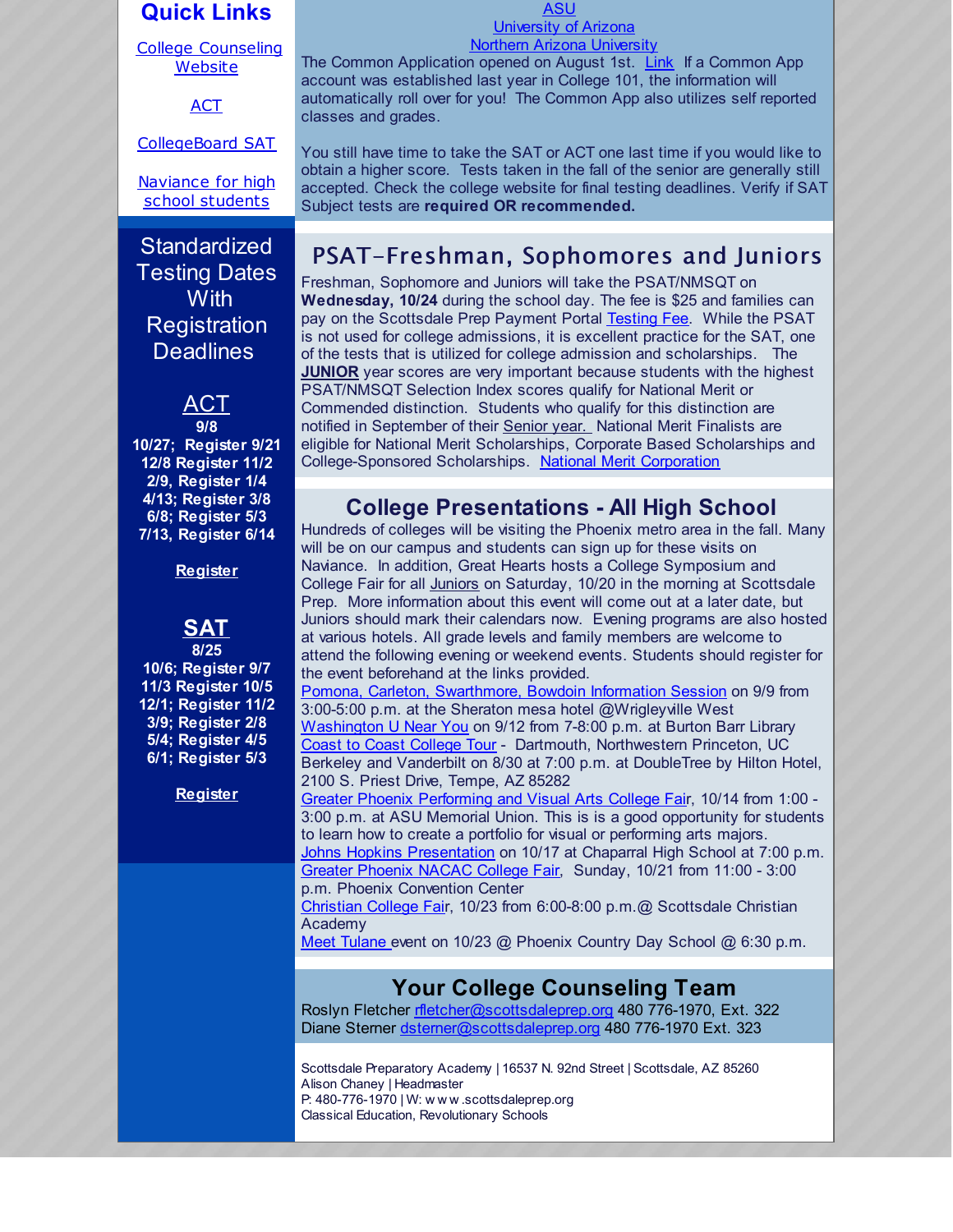## Quick Links

College Counseling Website

ACT

CollegeBoard SAT

Naviance for high school students

## Standardized Testing Dates With Registration Deadlines

### ACT

**9/8**
**10/27; Register 9/21**
**12/8 Register 11/2**
**2/9, Register 1/4**
**4/13; Register 3/8**
**6/8; Register 5/3**
**7/13, Register 6/14**

**Register**

### SAT

**8/25**
**10/6; Register 9/7**
**11/3 Register 10/5**
**12/1; Register 11/2**
**3/9; Register 2/8**
**5/4; Register 4/5**
**6/1; Register 5/3**

**Register**

ASU
University of Arizona
Northern Arizona University

The Common Application opened on August 1st. Link If a Common App account was established last year in College 101, the information will automatically roll over for you! The Common App also utilizes self reported classes and grades.

You still have time to take the SAT or ACT one last time if you would like to obtain a higher score. Tests taken in the fall of the senior are generally still accepted. Check the college website for final testing deadlines. Verify if SAT Subject tests are **required OR recommended.**

## PSAT-Freshman, Sophomores and Juniors

Freshman, Sophomore and Juniors will take the PSAT/NMSQT on **Wednesday, 10/24** during the school day. The fee is $25 and families can pay on the Scottsdale Prep Payment Portal Testing Fee. While the PSAT is not used for college admissions, it is excellent practice for the SAT, one of the tests that is utilized for college admission and scholarships. The **JUNIOR** year scores are very important because students with the highest PSAT/NMSQT Selection Index scores qualify for National Merit or Commended distinction. Students who qualify for this distinction are notified in September of their Senior year. National Merit Finalists are eligible for National Merit Scholarships, Corporate Based Scholarships and College-Sponsored Scholarships. National Merit Corporation

## College Presentations - All High School

Hundreds of colleges will be visiting the Phoenix metro area in the fall. Many will be on our campus and students can sign up for these visits on Naviance. In addition, Great Hearts hosts a College Symposium and College Fair for all Juniors on Saturday, 10/20 in the morning at Scottsdale Prep. More information about this event will come out at a later date, but Juniors should mark their calendars now. Evening programs are also hosted at various hotels. All grade levels and family members are welcome to attend the following evening or weekend events. Students should register for the event beforehand at the links provided.

Pomona, Carleton, Swarthmore, Bowdoin Information Session on 9/9 from 3:00-5:00 p.m. at the Sheraton mesa hotel @Wrigleyville West
Washington U Near You on 9/12 from 7-8:00 p.m. at Burton Barr Library
Coast to Coast College Tour - Dartmouth, Northwestern Princeton, UC Berkeley and Vanderbilt on 8/30 at 7:00 p.m. at DoubleTree by Hilton Hotel, 2100 S. Priest Drive, Tempe, AZ 85282
Greater Phoenix Performing and Visual Arts College Fair, 10/14 from 1:00 - 3:00 p.m. at ASU Memorial Union. This is is a good opportunity for students to learn how to create a portfolio for visual or performing arts majors.
Johns Hopkins Presentation on 10/17 at Chaparral High School at 7:00 p.m.
Greater Phoenix NACAC College Fair, Sunday, 10/21 from 11:00 - 3:00 p.m. Phoenix Convention Center
Christian College Fair, 10/23 from 6:00-8:00 p.m.@ Scottsdale Christian Academy
Meet Tulane event on 10/23 @ Phoenix Country Day School @ 6:30 p.m.

## Your College Counseling Team

Roslyn Fletcher rfletcher@scottsdaleprep.org 480 776-1970, Ext. 322
Diane Sterner dsterner@scottsdaleprep.org 480 776-1970 Ext. 323

Scottsdale Preparatory Academy | 16537 N. 92nd Street | Scottsdale, AZ 85260
Alison Chaney | Headmaster
P: 480-776-1970 | W: w w w .scottsdaleprep.org
Classical Education, Revolutionary Schools